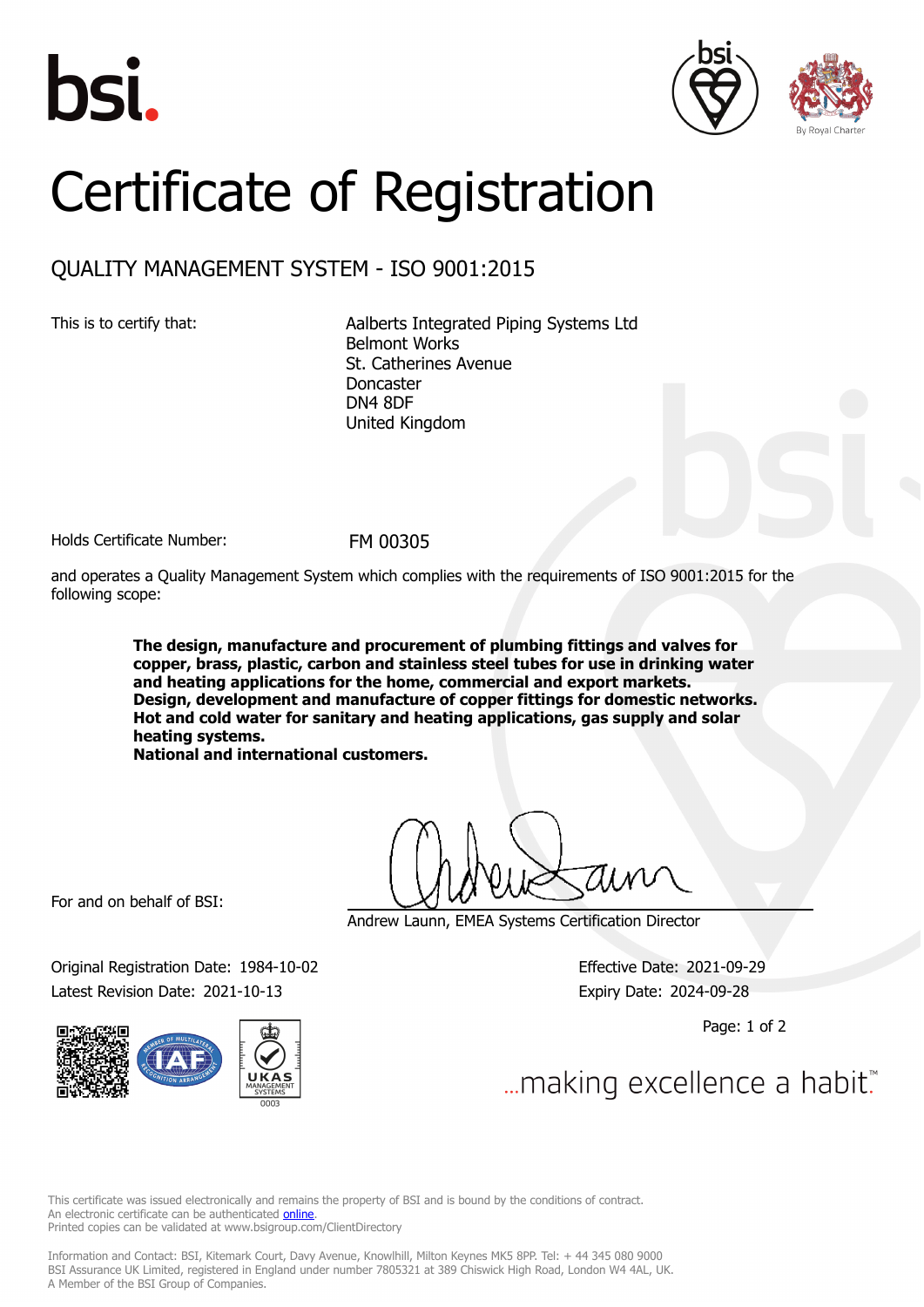# Certificate of Registration

## QUALITY MANAGEMENT SYSTEM - ISO 9001:2015

This is to certify that:

Aalberts Integrated Piping Systems Ltd
Belmont Works
St. Catherines Avenue
Doncaster
DN4 8DF
United Kingdom

Holds Certificate Number: FM 00305

and operates a Quality Management System which complies with the requirements of ISO 9001:2015 for the following scope:

**The design, manufacture and procurement of plumbing fittings and valves for copper, brass, plastic, carbon and stainless steel tubes for use in drinking water and heating applications for the home, commercial and export markets.**
**Design, development and manufacture of copper fittings for domestic networks.**
**Hot and cold water for sanitary and heating applications, gas supply and solar heating systems.**
**National and international customers.**

For and on behalf of BSI:

Andrew Launn, EMEA Systems Certification Director

Original Registration Date: 1984-10-02
Latest Revision Date: 2021-10-13

Effective Date: 2021-09-29
Expiry Date: 2024-09-28

...making excellence a habit.™

This certificate was issued electronically and remains the property of BSI and is bound by the conditions of contract.
An electronic certificate can be authenticated online.
Printed copies can be validated at www.bsigroup.com/ClientDirectory

Information and Contact: BSI, Kitemark Court, Davy Avenue, Knowlhill, Milton Keynes MK5 8PP. Tel: + 44 345 080 9000
BSI Assurance UK Limited, registered in England under number 7805321 at 389 Chiswick High Road, London W4 4AL, UK.
A Member of the BSI Group of Companies.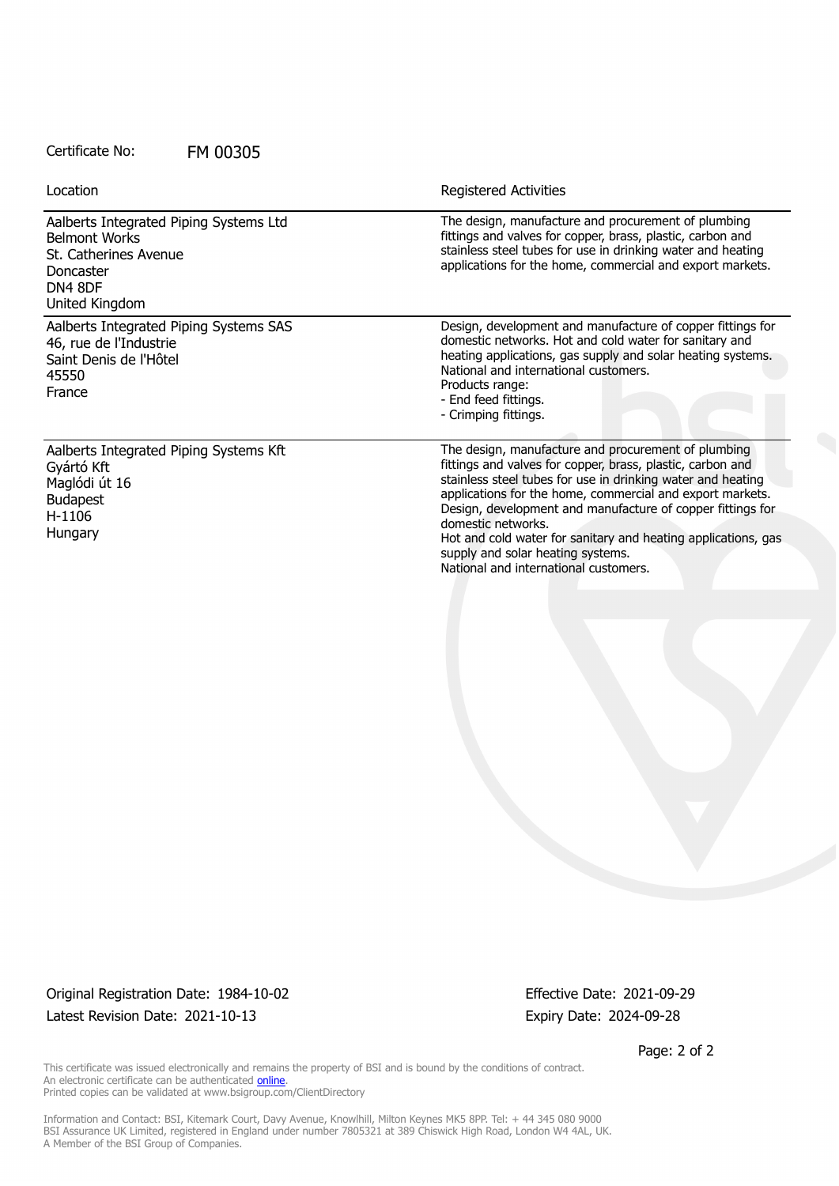Certificate No: FM 00305

| Location | Registered Activities |
| --- | --- |
| Aalberts Integrated Piping Systems Ltd<br>Belmont Works<br>St. Catherines Avenue<br>Doncaster<br>DN4 8DF<br>United Kingdom | The design, manufacture and procurement of plumbing fittings and valves for copper, brass, plastic, carbon and stainless steel tubes for use in drinking water and heating applications for the home, commercial and export markets. |
| Aalberts Integrated Piping Systems SAS<br>46, rue de l'Industrie<br>Saint Denis de l'Hôtel<br>45550<br>France | Design, development and manufacture of copper fittings for domestic networks. Hot and cold water for sanitary and heating applications, gas supply and solar heating systems. National and international customers.<br>Products range:<br>- End feed fittings.<br>- Crimping fittings. |
| Aalberts Integrated Piping Systems Kft<br>Gyártó Kft<br>Maglódi út 16<br>Budapest<br>H-1106<br>Hungary | The design, manufacture and procurement of plumbing fittings and valves for copper, brass, plastic, carbon and stainless steel tubes for use in drinking water and heating applications for the home, commercial and export markets.<br>Design, development and manufacture of copper fittings for domestic networks.<br>Hot and cold water for sanitary and heating applications, gas supply and solar heating systems.<br>National and international customers. |

Original Registration Date: 1984-10-02
Latest Revision Date: 2021-10-13

Effective Date: 2021-09-29
Expiry Date: 2024-09-28

This certificate was issued electronically and remains the property of BSI and is bound by the conditions of contract.
An electronic certificate can be authenticated online.
Printed copies can be validated at www.bsigroup.com/ClientDirectory

Information and Contact: BSI, Kitemark Court, Davy Avenue, Knowlhill, Milton Keynes MK5 8PP. Tel: + 44 345 080 9000
BSI Assurance UK Limited, registered in England under number 7805321 at 389 Chiswick High Road, London W4 4AL, UK.
A Member of the BSI Group of Companies.